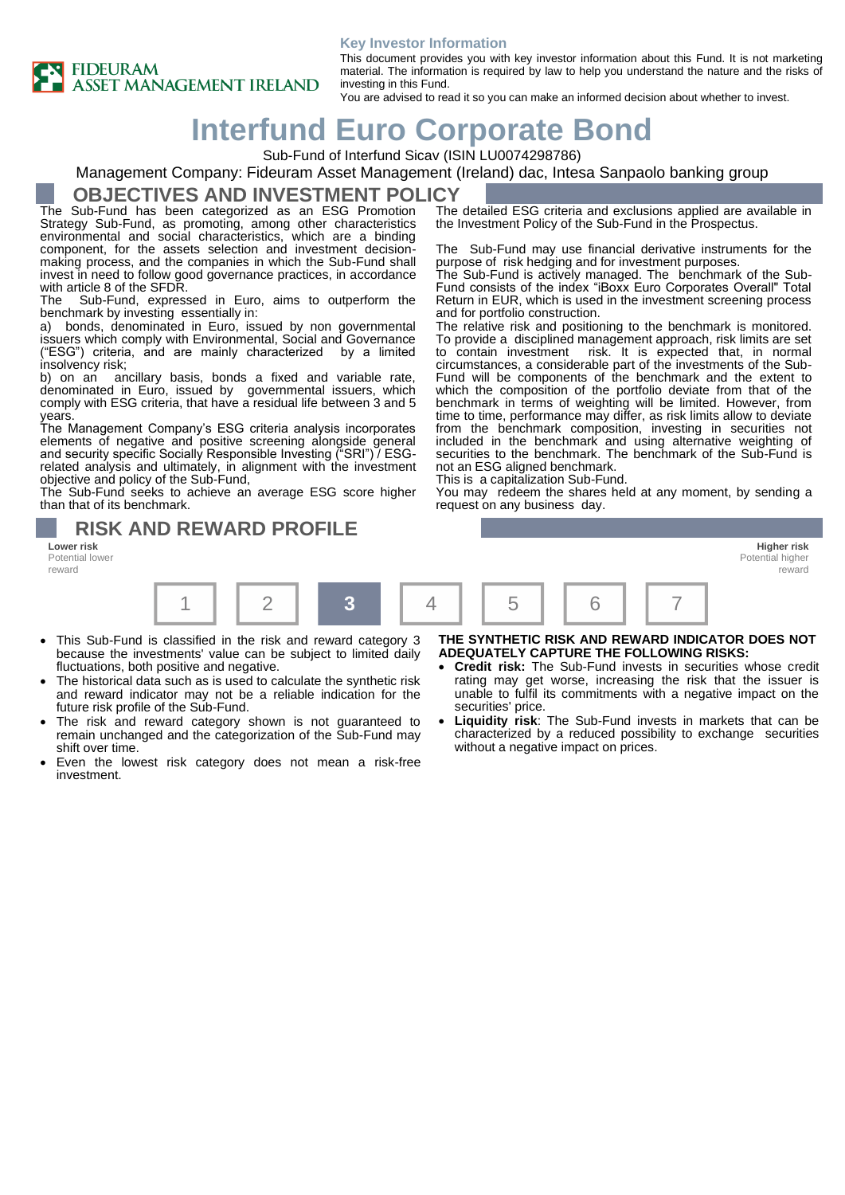**Key Investor Information**

This document provides you with key investor information about this Fund. It is not marketing material. The information is required by law to help you understand the nature and the risks of investing in this Fund.
You are advised to read it so you can make an informed decision about whether to invest.

# Interfund Euro Corporate Bond

Sub-Fund of Interfund Sicav (ISIN LU0074298786)

Management Company: Fideuram Asset Management (Ireland) dac, Intesa Sanpaolo banking group

## OBJECTIVES AND INVESTMENT POLICY

The Sub-Fund has been categorized as an ESG Promotion Strategy Sub-Fund, as promoting, among other characteristics environmental and social characteristics, which are a binding component, for the assets selection and investment decision-making process, and the companies in which the Sub-Fund shall invest in need to follow good governance practices, in accordance with article 8 of the SFDR.

The Sub-Fund, expressed in Euro, aims to outperform the benchmark by investing essentially in:

a) bonds, denominated in Euro, issued by non governmental issuers which comply with Environmental, Social and Governance ("ESG") criteria, and are mainly characterized by a limited insolvency risk;

b) on an ancillary basis, bonds a fixed and variable rate, denominated in Euro, issued by governmental issuers, which comply with ESG criteria, that have a residual life between 3 and 5 years.

The Management Company's ESG criteria analysis incorporates elements of negative and positive screening alongside general and security specific Socially Responsible Investing ("SRI") / ESG-related analysis and ultimately, in alignment with the investment objective and policy of the Sub-Fund,

The Sub-Fund seeks to achieve an average ESG score higher than that of its benchmark.

The detailed ESG criteria and exclusions applied are available in the Investment Policy of the Sub-Fund in the Prospectus.

The Sub-Fund may use financial derivative instruments for the purpose of risk hedging and for investment purposes.

The Sub-Fund is actively managed. The benchmark of the Sub-Fund consists of the index "iBoxx Euro Corporates Overall" Total Return in EUR, which is used in the investment screening process and for portfolio construction.

The relative risk and positioning to the benchmark is monitored. To provide a disciplined management approach, risk limits are set to contain investment risk. It is expected that, in normal circumstances, a considerable part of the investments of the Sub-Fund will be components of the benchmark and the extent to which the composition of the portfolio deviate from that of the benchmark in terms of weighting will be limited. However, from time to time, performance may differ, as risk limits allow to deviate from the benchmark composition, investing in securities not included in the benchmark and using alternative weighting of securities to the benchmark. The benchmark of the Sub-Fund is not an ESG aligned benchmark.

This is a capitalization Sub-Fund.

You may redeem the shares held at any moment, by sending a request on any business day.

## RISK AND REWARD PROFILE

| Lower risk<br>Potential lower reward | | | | | | Higher risk<br>Potential higher reward |
|---|---|---|---|---|---|---|
| 1 | 2 | **3** | 4 | 5 | 6 | 7 |

- This Sub-Fund is classified in the risk and reward category 3 because the investments' value can be subject to limited daily fluctuations, both positive and negative.
- The historical data such as is used to calculate the synthetic risk and reward indicator may not be a reliable indication for the future risk profile of the Sub-Fund.
- The risk and reward category shown is not guaranteed to remain unchanged and the categorization of the Sub-Fund may shift over time.
- Even the lowest risk category does not mean a risk-free investment.

**THE SYNTHETIC RISK AND REWARD INDICATOR DOES NOT ADEQUATELY CAPTURE THE FOLLOWING RISKS:**

- **Credit risk:** The Sub-Fund invests in securities whose credit rating may get worse, increasing the risk that the issuer is unable to fulfil its commitments with a negative impact on the securities' price.
- **Liquidity risk**: The Sub-Fund invests in markets that can be characterized by a reduced possibility to exchange securities without a negative impact on prices.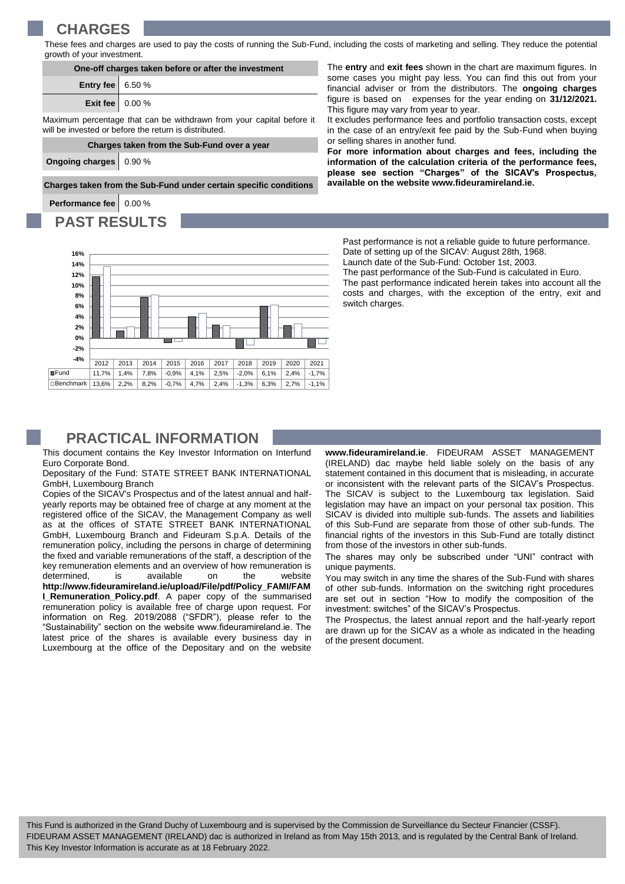## CHARGES

These fees and charges are used to pay the costs of running the Sub-Fund, including the costs of marketing and selling. They reduce the potential growth of your investment.

| One-off charges taken before or after the investment | |
|---|---|
| **Entry fee** | 6.50 % |
| **Exit fee** | 0.00 % |

Maximum percentage that can be withdrawn from your capital before it will be invested or before the return is distributed.

| Charges taken from the Sub-Fund over a year | |
|---|---|
| **Ongoing charges** | 0.90 % |

| Charges taken from the Sub-Fund under certain specific conditions | |
|---|---|
| **Performance fee** | 0.00 % |

The **entry** and **exit fees** shown in the chart are maximum figures. In some cases you might pay less. You can find this out from your financial adviser or from the distributors. The **ongoing charges** figure is based on expenses for the year ending on **31/12/2021.** This figure may vary from year to year.

It excludes performance fees and portfolio transaction costs, except in the case of an entry/exit fee paid by the Sub-Fund when buying or selling shares in another fund.

**For more information about charges and fees, including the information of the calculation criteria of the performance fees, please see section "Charges" of the SICAV's Prospectus, available on the website www.fideuramireland.ie.**

## PAST RESULTS

16%
14%
12%
10%
8%
6%
4%
2%
0%
-2%
-4%

2012 2013 2014 2015 2016 2017 2018 2019 2020 2021
Fund 11,7% 1,4% 7,8% -0,9% 4,1% 2,5% -2,0% 6,1% 2,4% -1,7%
Benchmark 13,6% 2,2% 8,2% -0,7% 4,7% 2,4% -1,3% 6,3% 2,7% -1,1%

Past performance is not a reliable guide to future performance.
Date of setting up of the SICAV: August 28th, 1968.
Launch date of the Sub-Fund: October 1st, 2003.
The past performance of the Sub-Fund is calculated in Euro.
The past performance indicated herein takes into account all the costs and charges, with the exception of the entry, exit and switch charges.

## PRACTICAL INFORMATION

This document contains the Key Investor Information on Interfund Euro Corporate Bond.

Depositary of the Fund: STATE STREET BANK INTERNATIONAL GmbH, Luxembourg Branch

Copies of the SICAV's Prospectus and of the latest annual and half-yearly reports may be obtained free of charge at any moment at the registered office of the SICAV, the Management Company as well as at the offices of STATE STREET BANK INTERNATIONAL GmbH, Luxembourg Branch and Fideuram S.p.A. Details of the remuneration policy, including the persons in charge of determining the fixed and variable remunerations of the staff, a description of the key remuneration elements and an overview of how remuneration is determined, is available on the website **http://www.fideuramireland.ie/upload/File/pdf/Policy_FAMI/FAMI_Remuneration_Policy.pdf**. A paper copy of the summarised remuneration policy is available free of charge upon request. For information on Reg. 2019/2088 ("SFDR"), please refer to the "Sustainability" section on the website www.fideuramireland.ie. The latest price of the shares is available every business day in Luxembourg at the office of the Depositary and on the website **www.fideuramireland.ie**. FIDEURAM ASSET MANAGEMENT (IRELAND) dac maybe held liable solely on the basis of any statement contained in this document that is misleading, in accurate or inconsistent with the relevant parts of the SICAV's Prospectus. The SICAV is subject to the Luxembourg tax legislation. Said legislation may have an impact on your personal tax position. This SICAV is divided into multiple sub-funds. The assets and liabilities of this Sub-Fund are separate from those of other sub-funds. The financial rights of the investors in this Sub-Fund are totally distinct from those of the investors in other sub-funds.

The shares may only be subscribed under "UNI" contract with unique payments.

You may switch in any time the shares of the Sub-Fund with shares of other sub-funds. Information on the switching right procedures are set out in section "How to modify the composition of the investment: switches" of the SICAV's Prospectus.

The Prospectus, the latest annual report and the half-yearly report are drawn up for the SICAV as a whole as indicated in the heading of the present document.

This Fund is authorized in the Grand Duchy of Luxembourg and is supervised by the Commission de Surveillance du Secteur Financier (CSSF).
FIDEURAM ASSET MANAGEMENT (IRELAND) dac is authorized in Ireland as from May 15th 2013, and is regulated by the Central Bank of Ireland.
This Key Investor Information is accurate as at 18 February 2022.